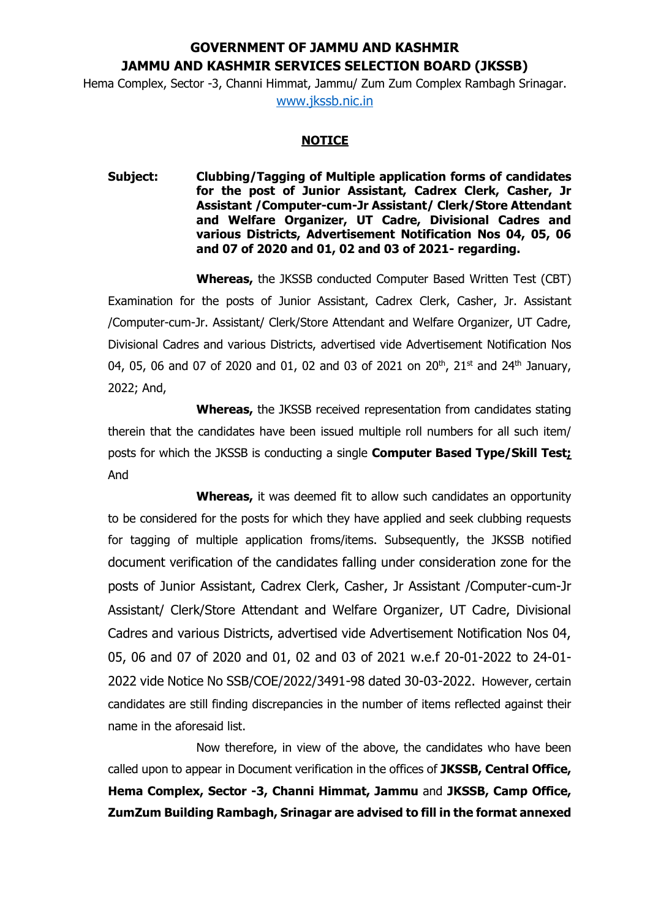**GOVERNMENT OF JAMMU AND KASHMIR**
**JAMMU AND KASHMIR SERVICES SELECTION BOARD (JKSSB)**

Hema Complex, Sector -3, Channi Himmat, Jammu/ Zum Zum Complex Rambagh Srinagar.
www.jkssb.nic.in

**NOTICE**

**Subject: Clubbing/Tagging of Multiple application forms of candidates for the post of Junior Assistant, Cadrex Clerk, Casher, Jr Assistant /Computer-cum-Jr Assistant/ Clerk/Store Attendant and Welfare Organizer, UT Cadre, Divisional Cadres and various Districts, Advertisement Notification Nos 04, 05, 06 and 07 of 2020 and 01, 02 and 03 of 2021- regarding.**

**Whereas,** the JKSSB conducted Computer Based Written Test (CBT) Examination for the posts of Junior Assistant, Cadrex Clerk, Casher, Jr. Assistant /Computer-cum-Jr. Assistant/ Clerk/Store Attendant and Welfare Organizer, UT Cadre, Divisional Cadres and various Districts, advertised vide Advertisement Notification Nos 04, 05, 06 and 07 of 2020 and 01, 02 and 03 of 2021 on 20th, 21st and 24th January, 2022; And,

**Whereas,** the JKSSB received representation from candidates stating therein that the candidates have been issued multiple roll numbers for all such item/ posts for which the JKSSB is conducting a single **Computer Based Type/Skill Test;** And

**Whereas,** it was deemed fit to allow such candidates an opportunity to be considered for the posts for which they have applied and seek clubbing requests for tagging of multiple application froms/items. Subsequently, the JKSSB notified document verification of the candidates falling under consideration zone for the posts of Junior Assistant, Cadrex Clerk, Casher, Jr Assistant /Computer-cum-Jr Assistant/ Clerk/Store Attendant and Welfare Organizer, UT Cadre, Divisional Cadres and various Districts, advertised vide Advertisement Notification Nos 04, 05, 06 and 07 of 2020 and 01, 02 and 03 of 2021 w.e.f 20-01-2022 to 24-01-2022 vide Notice No SSB/COE/2022/3491-98 dated 30-03-2022. However, certain candidates are still finding discrepancies in the number of items reflected against their name in the aforesaid list.

Now therefore, in view of the above, the candidates who have been called upon to appear in Document verification in the offices of **JKSSB, Central Office, Hema Complex, Sector -3, Channi Himmat, Jammu** and **JKSSB, Camp Office, ZumZum Building Rambagh, Srinagar are advised to fill in the format annexed**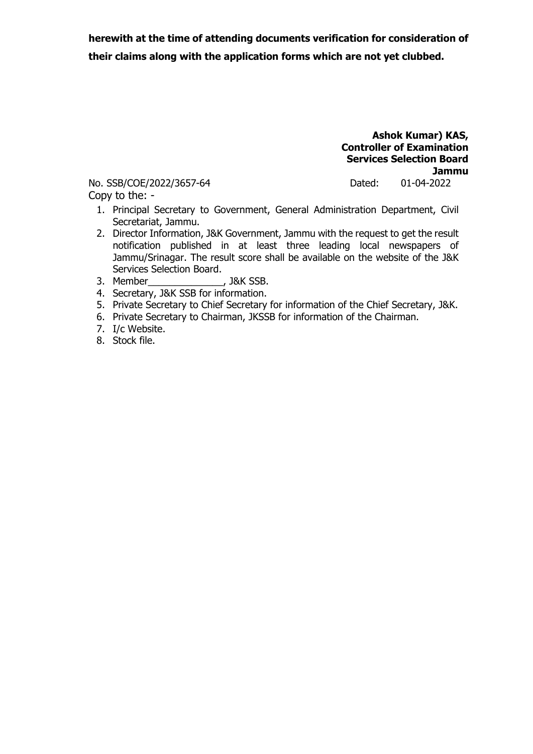**herewith at the time of attending documents verification for consideration of their claims along with the application forms which are not yet clubbed.**

**Ashok Kumar) KAS,**
**Controller of Examination**
**Services Selection Board**
**Jammu**

No. SSB/COE/2022/3657-64 Dated: 01-04-2022

Copy to the: -

1. Principal Secretary to Government, General Administration Department, Civil Secretariat, Jammu.
2. Director Information, J&K Government, Jammu with the request to get the result notification published in at least three leading local newspapers of Jammu/Srinagar. The result score shall be available on the website of the J&K Services Selection Board.
3. Member______________, J&K SSB.
4. Secretary, J&K SSB for information.
5. Private Secretary to Chief Secretary for information of the Chief Secretary, J&K.
6. Private Secretary to Chairman, JKSSB for information of the Chairman.
7. I/c Website.
8. Stock file.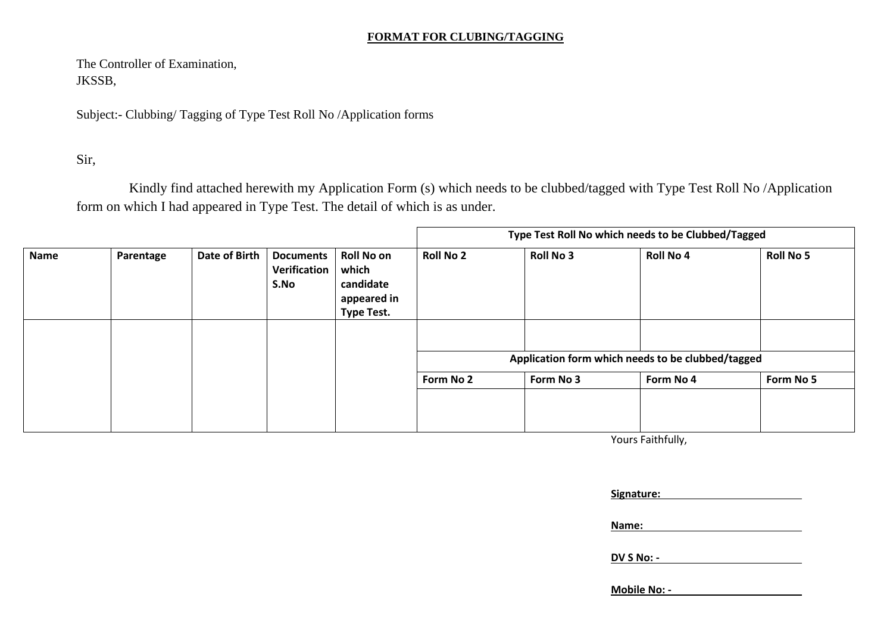**FORMAT FOR CLUBING/TAGGING**

The Controller of Examination,
JKSSB,

Subject:- Clubbing/ Tagging of Type Test Roll No /Application forms

Sir,

Kindly find attached herewith my Application Form (s) which needs to be clubbed/tagged with Type Test Roll No /Application form on which I had appeared in Type Test. The detail of which is as under.

| | | | | | Type Test Roll No which needs to be Clubbed/Tagged | | | |
|---|---|---|---|---|---|---|---|---|
| **Name** | **Parentage** | **Date of Birth** | **Documents Verification S.No** | **Roll No on which candidate appeared in Type Test.** | **Roll No 2** | **Roll No 3** | **Roll No 4** | **Roll No 5** |
| | | | | | | | | |
| | | | | | **Application form which needs to be clubbed/tagged** | | | |
| | | | | | **Form No 2** | **Form No 3** | **Form No 4** | **Form No 5** |
| | | | | | | | | |

Yours Faithfully,

**Signature:** ______________________

**Name:** ______________________

**DV S No: -** ______________________

**Mobile No: -** ______________________